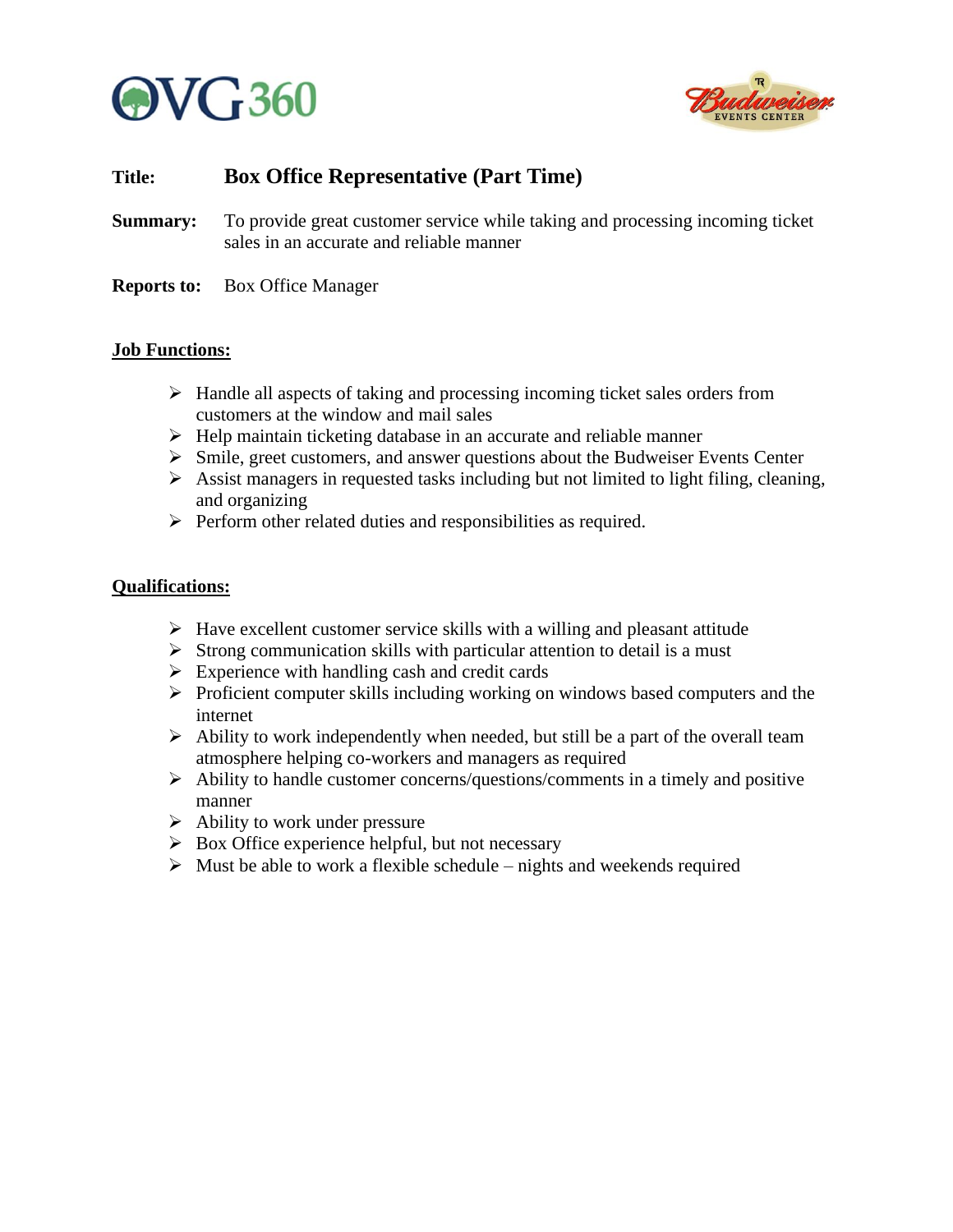**Title:** **Box Office Representative (Part Time)**

**Summary:** To provide great customer service while taking and processing incoming ticket sales in an accurate and reliable manner

**Reports to:** Box Office Manager

## Job Functions:

- Handle all aspects of taking and processing incoming ticket sales orders from customers at the window and mail sales
- Help maintain ticketing database in an accurate and reliable manner
- Smile, greet customers, and answer questions about the Budweiser Events Center
- Assist managers in requested tasks including but not limited to light filing, cleaning, and organizing
- Perform other related duties and responsibilities as required.

## Qualifications:

- Have excellent customer service skills with a willing and pleasant attitude
- Strong communication skills with particular attention to detail is a must
- Experience with handling cash and credit cards
- Proficient computer skills including working on windows based computers and the internet
- Ability to work independently when needed, but still be a part of the overall team atmosphere helping co-workers and managers as required
- Ability to handle customer concerns/questions/comments in a timely and positive manner
- Ability to work under pressure
- Box Office experience helpful, but not necessary
- Must be able to work a flexible schedule – nights and weekends required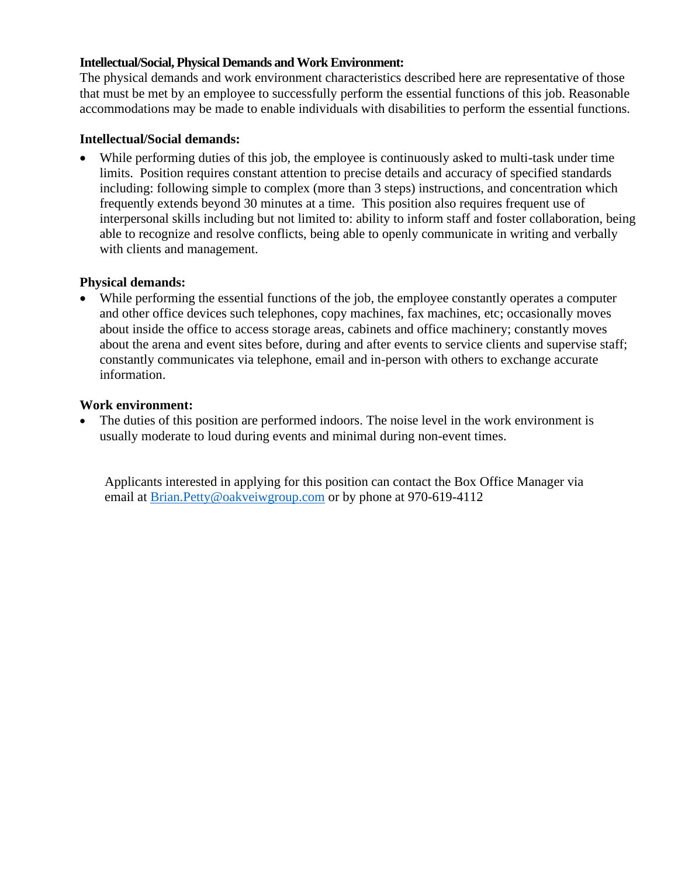**Intellectual/Social, Physical Demands and Work Environment:**
The physical demands and work environment characteristics described here are representative of those that must be met by an employee to successfully perform the essential functions of this job. Reasonable accommodations may be made to enable individuals with disabilities to perform the essential functions.

**Intellectual/Social demands:**

- While performing duties of this job, the employee is continuously asked to multi-task under time limits. Position requires constant attention to precise details and accuracy of specified standards including: following simple to complex (more than 3 steps) instructions, and concentration which frequently extends beyond 30 minutes at a time. This position also requires frequent use of interpersonal skills including but not limited to: ability to inform staff and foster collaboration, being able to recognize and resolve conflicts, being able to openly communicate in writing and verbally with clients and management.

**Physical demands:**

- While performing the essential functions of the job, the employee constantly operates a computer and other office devices such telephones, copy machines, fax machines, etc; occasionally moves about inside the office to access storage areas, cabinets and office machinery; constantly moves about the arena and event sites before, during and after events to service clients and supervise staff; constantly communicates via telephone, email and in-person with others to exchange accurate information.

**Work environment:**

- The duties of this position are performed indoors. The noise level in the work environment is usually moderate to loud during events and minimal during non-event times.

Applicants interested in applying for this position can contact the Box Office Manager via email at Brian.Petty@oakveiwgroup.com or by phone at 970-619-4112